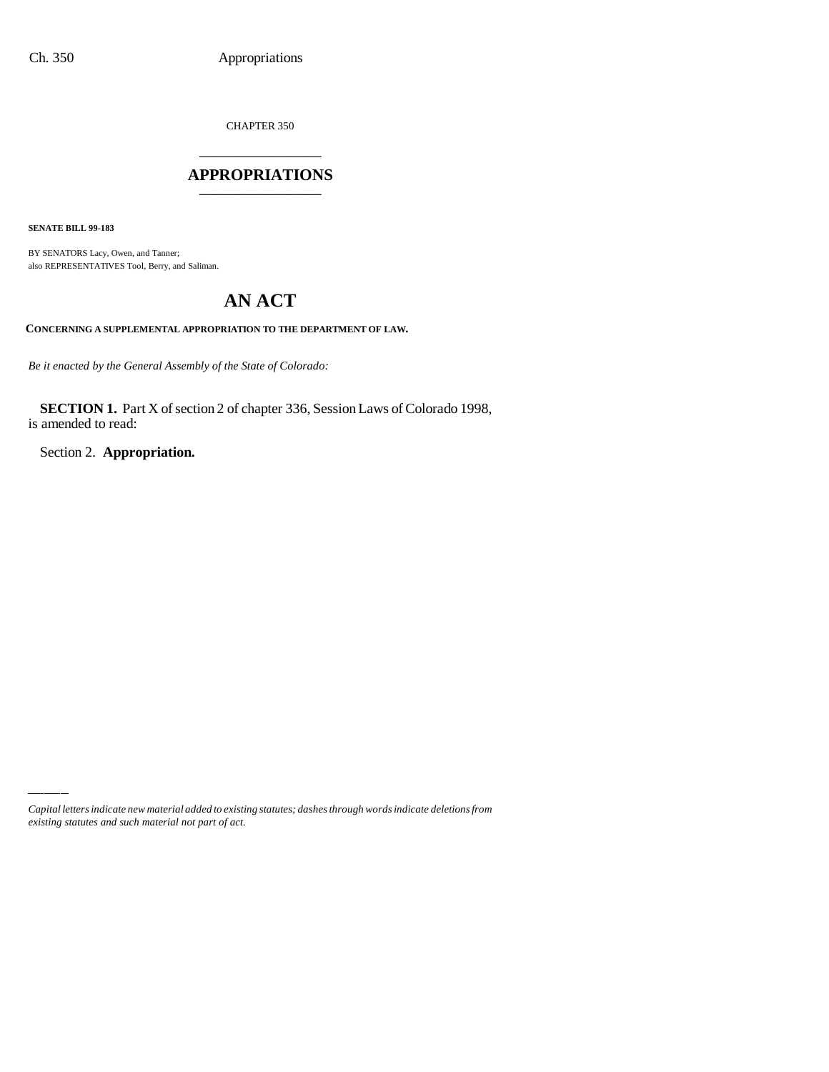CHAPTER 350

# APPROPRIATIONS

**SENATE BILL 99-183**

BY SENATORS Lacy, Owen, and Tanner;
also REPRESENTATIVES Tool, Berry, and Saliman.

# AN ACT

**CONCERNING A SUPPLEMENTAL APPROPRIATION TO THE DEPARTMENT OF LAW.**

*Be it enacted by the General Assembly of the State of Colorado:*

**SECTION 1.** Part X of section 2 of chapter 336, Session Laws of Colorado 1998, is amended to read:

Section 2. **Appropriation.**

*Capital letters indicate new material added to existing statutes; dashes through words indicate deletions from existing statutes and such material not part of act.*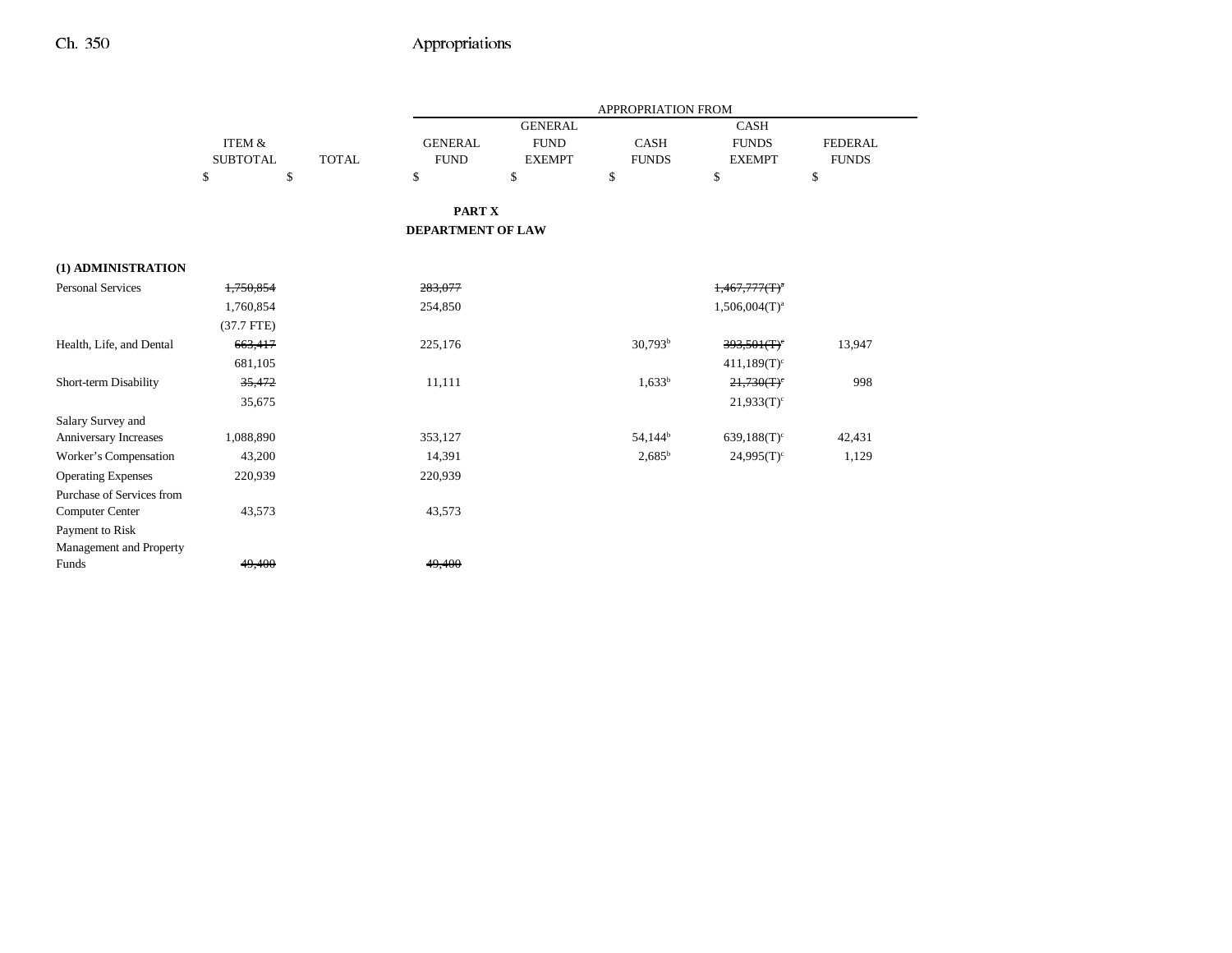| | ITEM & SUBTOTAL | TOTAL | APPROPRIATION FROM | | | | |
|---|---|---|---|---|---|---|---|
| | | | GENERAL FUND | GENERAL FUND EXEMPT | CASH FUNDS | CASH FUNDS EXEMPT | FEDERAL FUNDS |
| | $ | $ | $ | $ | $ | $ | $ |

## PART X
## DEPARTMENT OF LAW

| | ITEM & SUBTOTAL | TOTAL | GENERAL FUND | GENERAL FUND EXEMPT | CASH FUNDS | CASH FUNDS EXEMPT | FEDERAL FUNDS |
|---|---|---|---|---|---|---|---|
| **(1) ADMINISTRATION** | | | | | | | |
| Personal Services | ~~1,750,854~~ | | ~~283,077~~ | | | ~~1,467,777(T)[a]~~ | |
| | 1,760,854 | | 254,850 | | | 1,506,004(T)[a] | |
| | (37.7 FTE) | | | | | | |
| Health, Life, and Dental | ~~663,417~~ | | 225,176 | | 30,793[b] | ~~393,501(T)[c]~~ | 13,947 |
| | 681,105 | | | | | 411,189(T)[c] | |
| Short-term Disability | ~~35,472~~ | | 11,111 | | 1,633[b] | ~~21,730(T)[c]~~ | 998 |
| | 35,675 | | | | | 21,933(T)[c] | |
| Salary Survey and Anniversary Increases | 1,088,890 | | 353,127 | | 54,144[b] | 639,188(T)[c] | 42,431 |
| Worker's Compensation | 43,200 | | 14,391 | | 2,685[b] | 24,995(T)[c] | 1,129 |
| Operating Expenses | 220,939 | | 220,939 | | | | |
| Purchase of Services from Computer Center | 43,573 | | 43,573 | | | | |
| Payment to Risk Management and Property Funds | ~~49,400~~ | | ~~49,400~~ | | | | |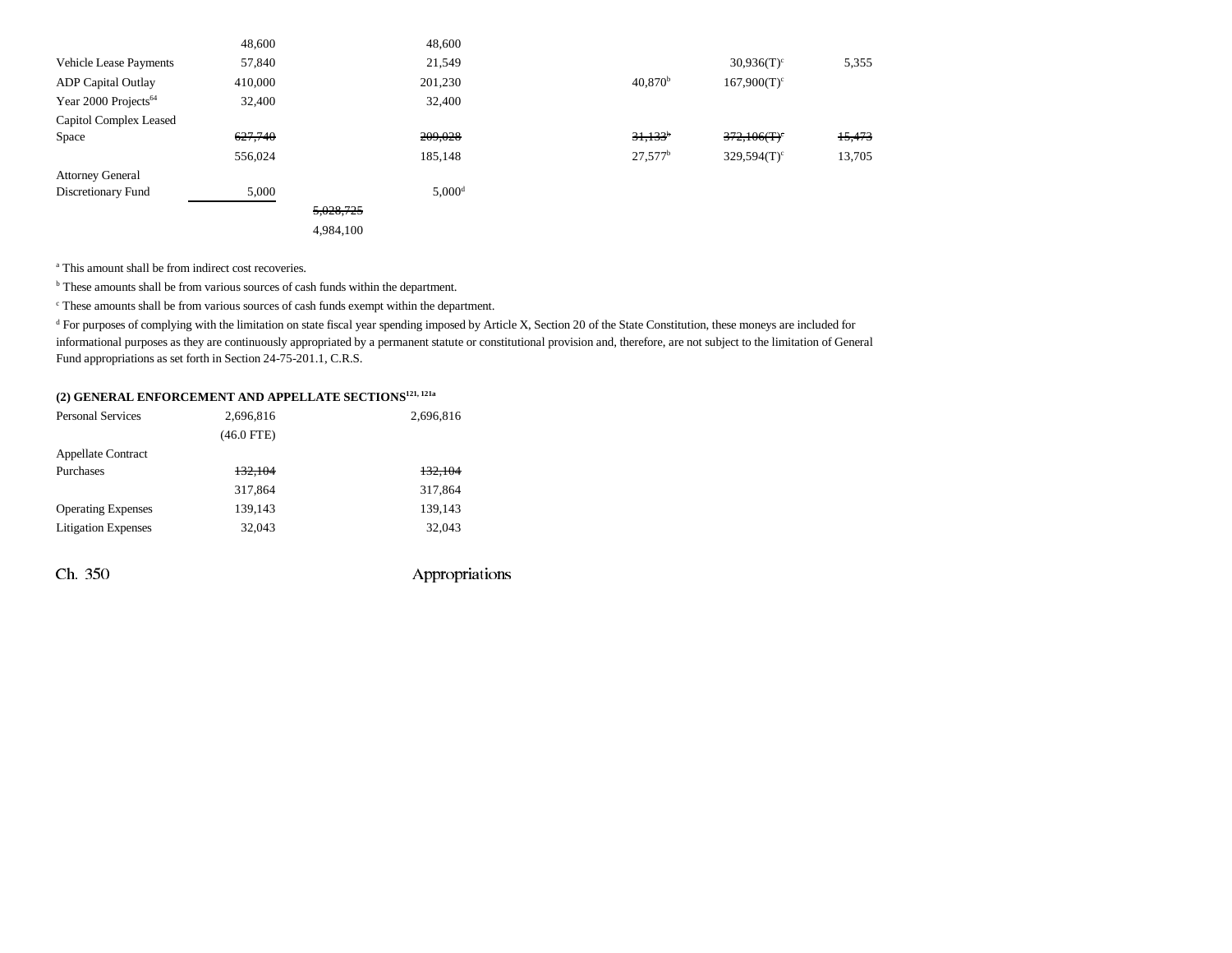| | | | | | | | |
|---|---|---|---|---|---|---|---|
| | 48,600 | | 48,600 | | | | |
| Vehicle Lease Payments | 57,840 | | 21,549 | | | 30,936(T)[c] | 5,355 |
| ADP Capital Outlay | 410,000 | | 201,230 | | 40,870[b] | 167,900(T)[c] | |
| Year 2000 Projects[64] | 32,400 | | 32,400 | | | | |
| Capitol Complex Leased Space | ~~627,740~~ | | ~~209,028~~ | | ~~31,133~~[b] | ~~372,106(T)~~[c] | ~~15,473~~ |
| | 556,024 | | 185,148 | | 27,577[b] | 329,594(T)[c] | 13,705 |
| Attorney General Discretionary Fund | 5,000 | | 5,000[d] | | | | |
| | | ~~5,028,725~~ | | | | | |
| | | 4,984,100 | | | | | |

[a] This amount shall be from indirect cost recoveries.

[b] These amounts shall be from various sources of cash funds within the department.

[c] These amounts shall be from various sources of cash funds exempt within the department.

[d] For purposes of complying with the limitation on state fiscal year spending imposed by Article X, Section 20 of the State Constitution, these moneys are included for informational purposes as they are continuously appropriated by a permanent statute or constitutional provision and, therefore, are not subject to the limitation of General Fund appropriations as set forth in Section 24-75-201.1, C.R.S.

**(2) GENERAL ENFORCEMENT AND APPELLATE SECTIONS[121, 121a]**

| | | | |
|---|---|---|---|
| Personal Services | 2,696,816 | | 2,696,816 |
| | (46.0 FTE) | | |
| Appellate Contract Purchases | ~~132,104~~ | | ~~132,104~~ |
| | 317,864 | | 317,864 |
| Operating Expenses | 139,143 | | 139,143 |
| Litigation Expenses | 32,043 | | 32,043 |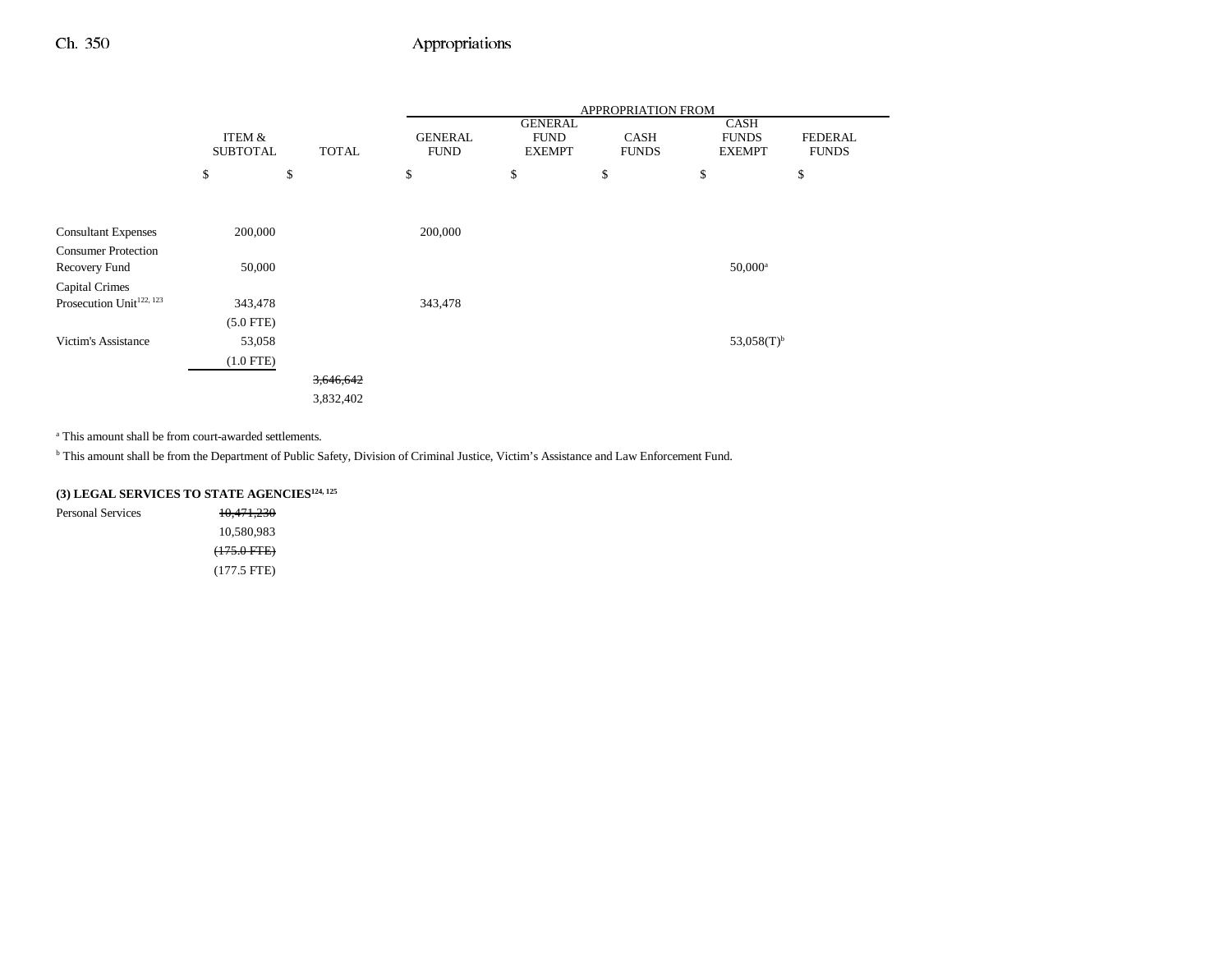| | ITEM & SUBTOTAL | TOTAL | APPROPRIATION FROM GENERAL FUND | GENERAL FUND EXEMPT | CASH FUNDS | CASH FUNDS EXEMPT | FEDERAL FUNDS |
|---|---|---|---|---|---|---|---|
| | $ | $ | $ | $ | $ | $ | $ |
| Consultant Expenses | 200,000 | | 200,000 | | | | |
| Consumer Protection Recovery Fund | 50,000 | | | | | 50,000[a] | |
| Capital Crimes Prosecution Unit[122, 123] | 343,478 | | 343,478 | | | | |
| | (5.0 FTE) | | | | | | |
| Victim's Assistance | 53,058 | | | | | 53,058(T)[b] | |
| | (1.0 FTE) | | | | | | |
| | | ~~3,646,642~~ | | | | | |
| | | 3,832,402 | | | | | |

[a] This amount shall be from court-awarded settlements.

[b] This amount shall be from the Department of Public Safety, Division of Criminal Justice, Victim's Assistance and Law Enforcement Fund.

**(3) LEGAL SERVICES TO STATE AGENCIES[124, 125]**

| | ITEM & SUBTOTAL |
|---|---|
| Personal Services | ~~10,471,230~~ |
| | 10,580,983 |
| | ~~(175.0 FTE)~~ |
| | (177.5 FTE) |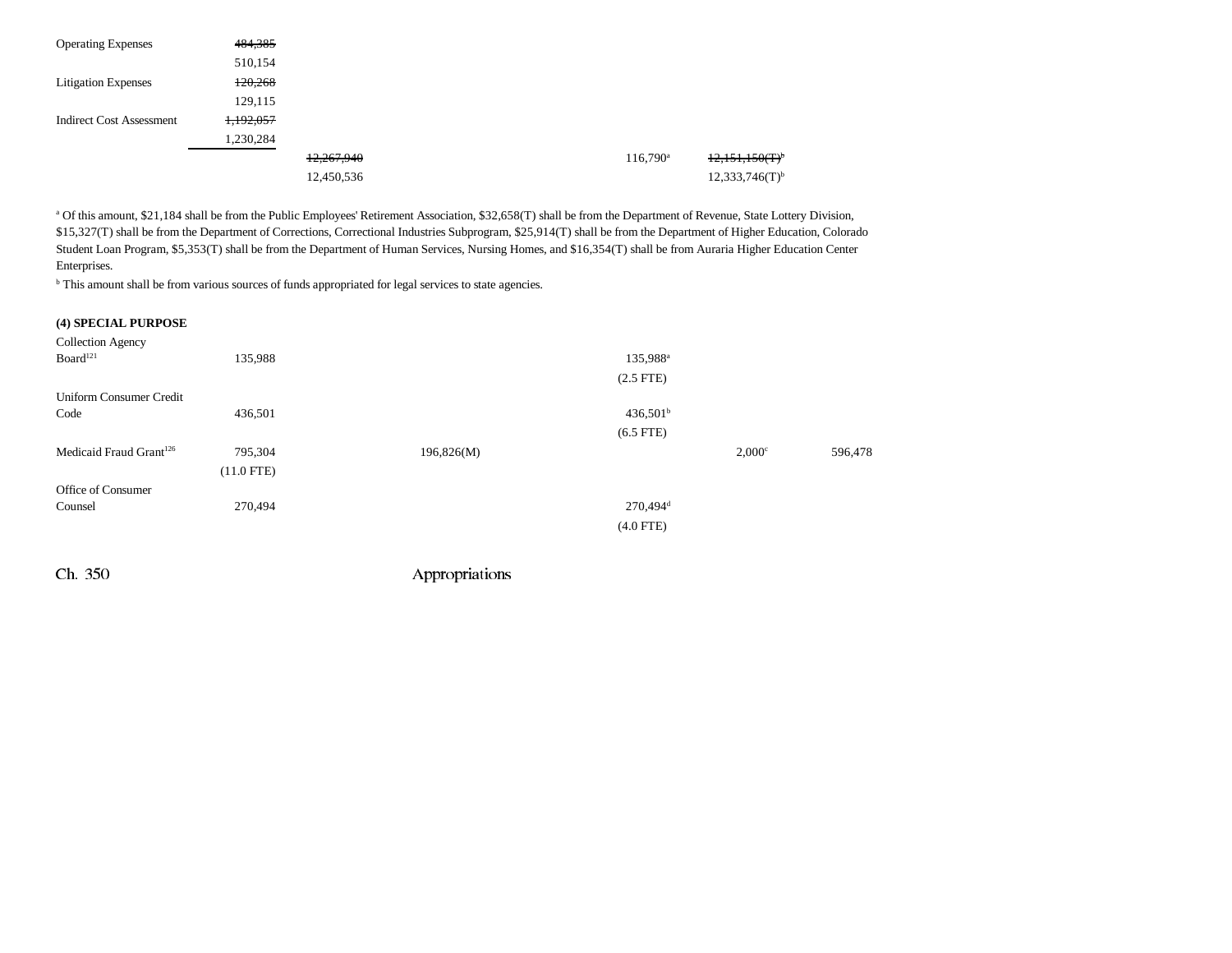| | | | | | | |
|---|---|---|---|---|---|---|
| Operating Expenses | ~~484,385~~ | | | | | |
| | 510,154 | | | | | |
| Litigation Expenses | ~~120,268~~ | | | | | |
| | 129,115 | | | | | |
| Indirect Cost Assessment | ~~1,192,057~~ | | | | | |
| | 1,230,284 | | | | | |
| | | ~~12,267,940~~ | | 116,790[a] | ~~12,151,150(T)~~[b] | |
| | | 12,450,536 | | | 12,333,746(T)[b] | |

[a] Of this amount, $21,184 shall be from the Public Employees' Retirement Association, $32,658(T) shall be from the Department of Revenue, State Lottery Division, $15,327(T) shall be from the Department of Corrections, Correctional Industries Subprogram, $25,914(T) shall be from the Department of Higher Education, Colorado Student Loan Program, $5,353(T) shall be from the Department of Human Services, Nursing Homes, and $16,354(T) shall be from Auraria Higher Education Center Enterprises.

[b] This amount shall be from various sources of funds appropriated for legal services to state agencies.

**(4) SPECIAL PURPOSE**

| | | | | | | |
|---|---|---|---|---|---|---|
| Collection Agency Board[121] | 135,988 | | | 135,988[a] | | |
| | | | | (2.5 FTE) | | |
| Uniform Consumer Credit Code | 436,501 | | | 436,501[b] | | |
| | | | | (6.5 FTE) | | |
| Medicaid Fraud Grant[126] | 795,304 | | 196,826(M) | | 2,000[c] | 596,478 |
| | (11.0 FTE) | | | | | |
| Office of Consumer Counsel | 270,494 | | | 270,494[d] | | |
| | | | | (4.0 FTE) | | |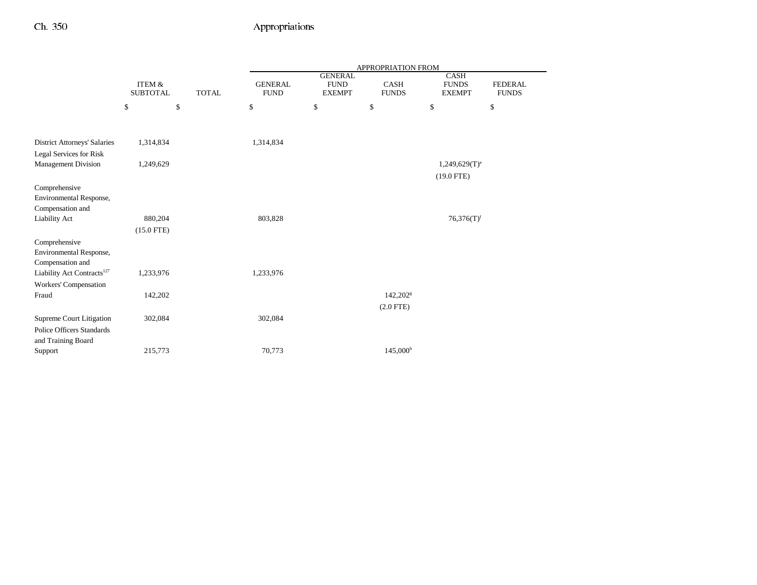| | ITEM & SUBTOTAL | TOTAL | APPROPRIATION FROM GENERAL FUND | GENERAL FUND EXEMPT | CASH FUNDS | CASH FUNDS EXEMPT | FEDERAL FUNDS |
|---|---|---|---|---|---|---|---|
| | $ | $ | $ | $ | $ | $ | $ |
| District Attorneys' Salaries | 1,314,834 | | 1,314,834 | | | | |
| Legal Services for Risk Management Division | 1,249,629 | | | | | 1,249,629(T)[e] (19.0 FTE) | |
| Comprehensive Environmental Response, Compensation and Liability Act | 880,204 (15.0 FTE) | | 803,828 | | | 76,376(T)[f] | |
| Comprehensive Environmental Response, Compensation and Liability Act Contracts[127] | 1,233,976 | | 1,233,976 | | | | |
| Workers' Compensation Fraud | 142,202 | | | | 142,202[g] (2.0 FTE) | | |
| Supreme Court Litigation | 302,084 | | 302,084 | | | | |
| Police Officers Standards and Training Board Support | 215,773 | | 70,773 | | 145,000[h] | | |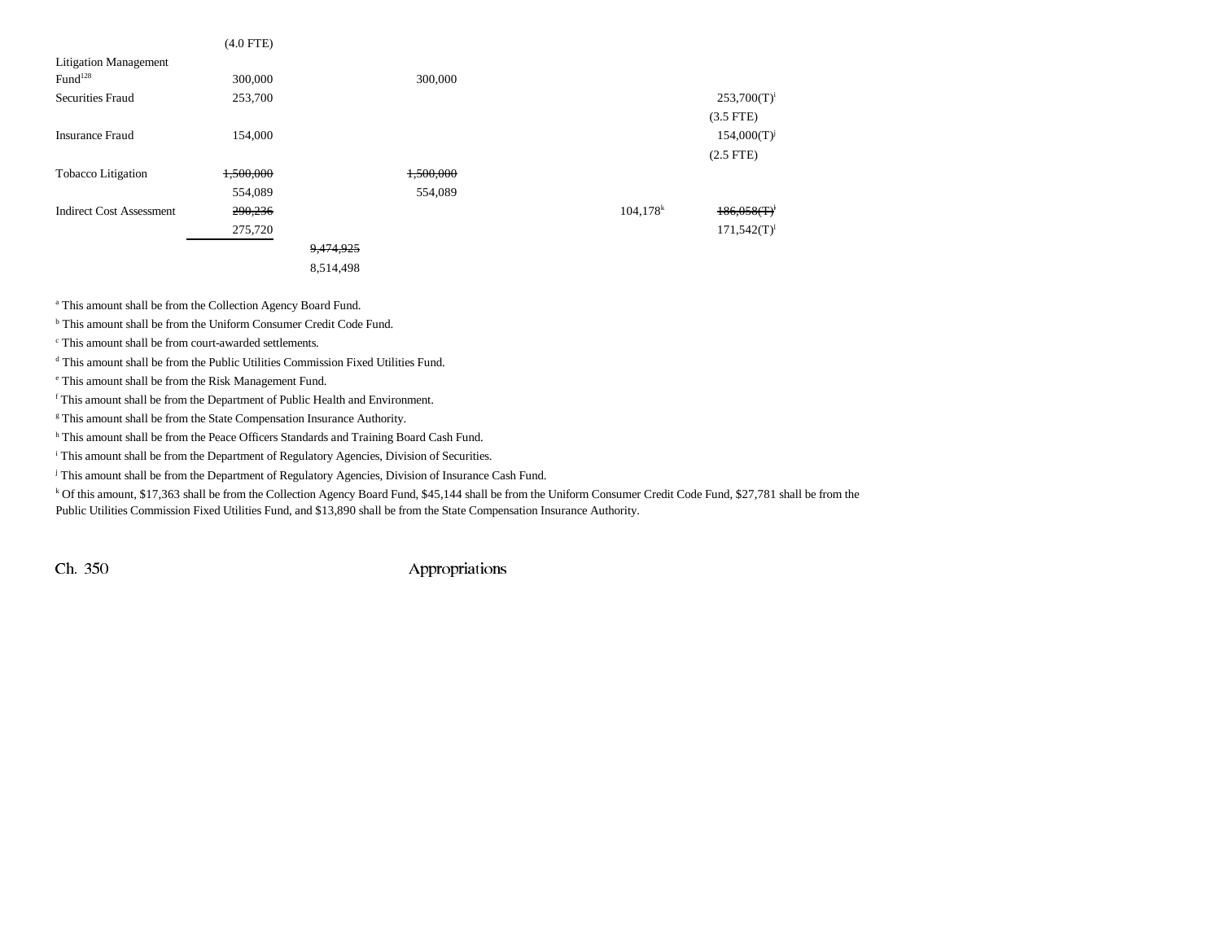| | | | | | | |
|---|---|---|---|---|---|---|
| | (4.0 FTE) | | | | | |
| Litigation Management Fund[128] | 300,000 | | 300,000 | | | |
| Securities Fraud | 253,700 | | | | | 253,700(T)[i] |
| | | | | | | (3.5 FTE) |
| Insurance Fraud | 154,000 | | | | | 154,000(T)[j] |
| | | | | | | (2.5 FTE) |
| Tobacco Litigation | ~~1,500,000~~ | | ~~1,500,000~~ | | | |
| | 554,089 | | 554,089 | | | |
| Indirect Cost Assessment | ~~290,236~~ | | | | 104,178[k] | ~~186,058(T)~~[l] |
| | 275,720 | | | | | 171,542(T)[l] |
| | | ~~9,474,925~~ | | | | |
| | | 8,514,498 | | | | |

[a] This amount shall be from the Collection Agency Board Fund.

[b] This amount shall be from the Uniform Consumer Credit Code Fund.

[c] This amount shall be from court-awarded settlements.

[d] This amount shall be from the Public Utilities Commission Fixed Utilities Fund.

[e] This amount shall be from the Risk Management Fund.

[f] This amount shall be from the Department of Public Health and Environment.

[g] This amount shall be from the State Compensation Insurance Authority.

[h] This amount shall be from the Peace Officers Standards and Training Board Cash Fund.

[i] This amount shall be from the Department of Regulatory Agencies, Division of Securities.

[j] This amount shall be from the Department of Regulatory Agencies, Division of Insurance Cash Fund.

[k] Of this amount, $17,363 shall be from the Collection Agency Board Fund, $45,144 shall be from the Uniform Consumer Credit Code Fund, $27,781 shall be from the Public Utilities Commission Fixed Utilities Fund, and $13,890 shall be from the State Compensation Insurance Authority.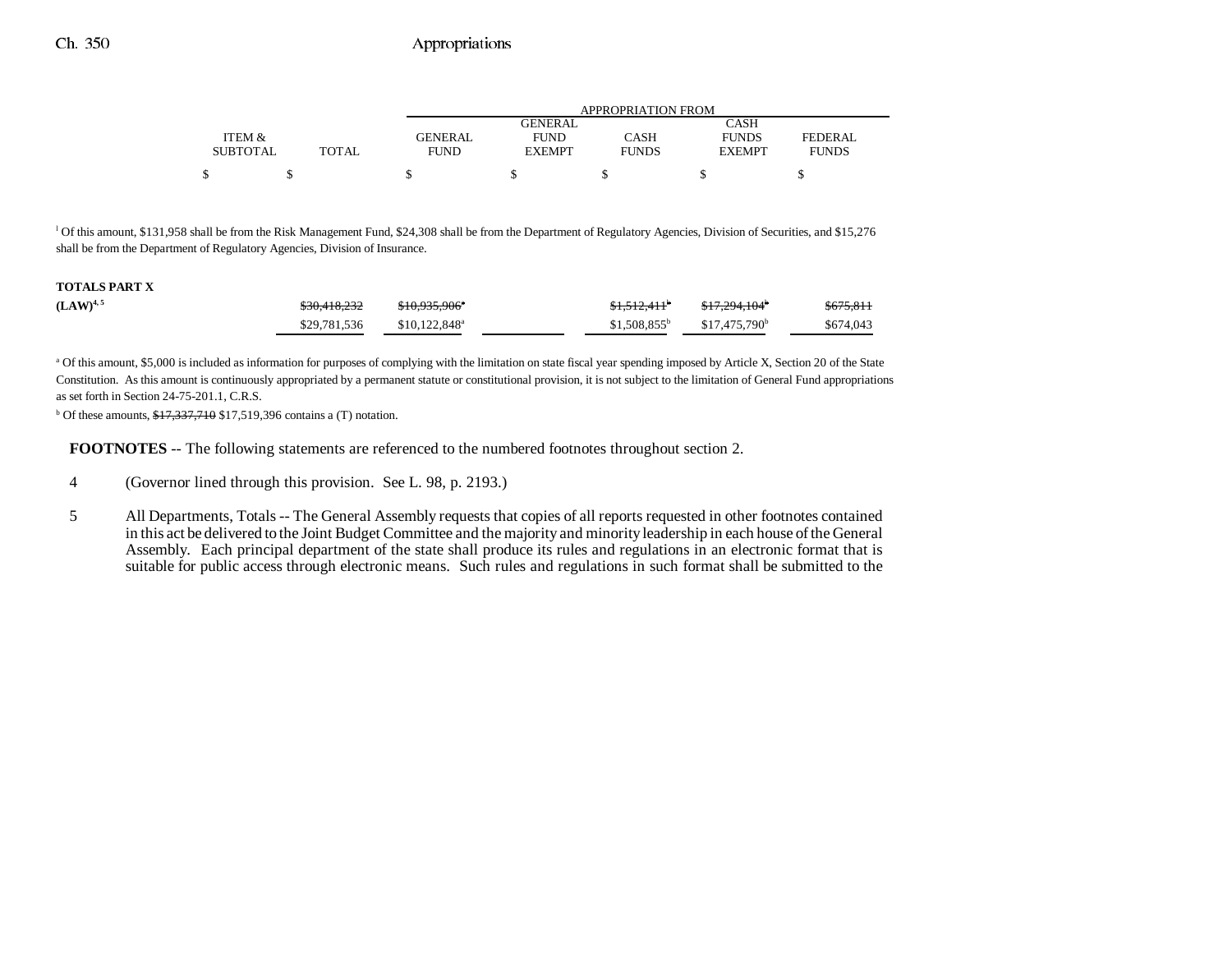| | ITEM & SUBTOTAL | TOTAL | APPROPRIATION FROM GENERAL FUND | GENERAL FUND EXEMPT | CASH FUNDS | CASH FUNDS EXEMPT | FEDERAL FUNDS |
|---|---|---|---|---|---|---|---|
| | $ | $ | $ | $ | $ | $ | $ |

[l] Of this amount, $131,958 shall be from the Risk Management Fund, $24,308 shall be from the Department of Regulatory Agencies, Division of Securities, and $15,276 shall be from the Department of Regulatory Agencies, Division of Insurance.

| | ITEM & SUBTOTAL | TOTAL | GENERAL FUND | GENERAL FUND EXEMPT | CASH FUNDS | CASH FUNDS EXEMPT | FEDERAL FUNDS |
|---|---|---|---|---|---|---|---|
| **TOTALS PART X (LAW)**[4, 5] | | ~~$30,418,232~~ | ~~$10,935,906[a]~~ | | ~~$1,512,411[b]~~ | ~~$17,294,104[b]~~ | ~~$675,811~~ |
| | | $29,781,536 | $10,122,848[a] | | $1,508,855[b] | $17,475,790[b] | $674,043 |

[a] Of this amount, $5,000 is included as information for purposes of complying with the limitation on state fiscal year spending imposed by Article X, Section 20 of the State Constitution. As this amount is continuously appropriated by a permanent statute or constitutional provision, it is not subject to the limitation of General Fund appropriations as set forth in Section 24-75-201.1, C.R.S.

[b] Of these amounts, ~~$17,337,710~~ $17,519,396 contains a (T) notation.

**FOOTNOTES** -- The following statements are referenced to the numbered footnotes throughout section 2.

4 (Governor lined through this provision. See L. 98, p. 2193.)

5 All Departments, Totals -- The General Assembly requests that copies of all reports requested in other footnotes contained in this act be delivered to the Joint Budget Committee and the majority and minority leadership in each house of the General Assembly. Each principal department of the state shall produce its rules and regulations in an electronic format that is suitable for public access through electronic means. Such rules and regulations in such format shall be submitted to the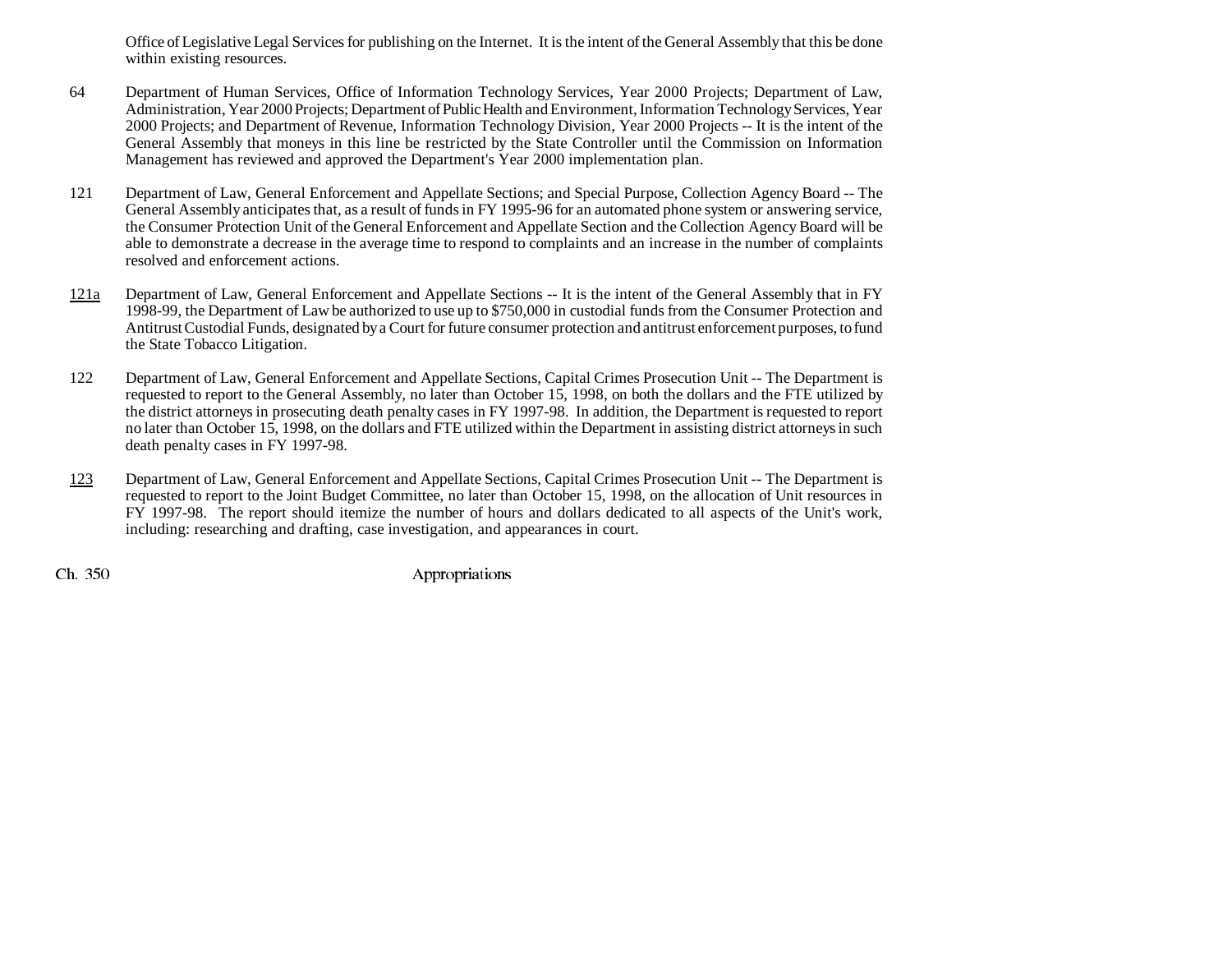Office of Legislative Legal Services for publishing on the Internet. It is the intent of the General Assembly that this be done within existing resources.

64 Department of Human Services, Office of Information Technology Services, Year 2000 Projects; Department of Law, Administration, Year 2000 Projects; Department of Public Health and Environment, Information Technology Services, Year 2000 Projects; and Department of Revenue, Information Technology Division, Year 2000 Projects -- It is the intent of the General Assembly that moneys in this line be restricted by the State Controller until the Commission on Information Management has reviewed and approved the Department's Year 2000 implementation plan.

121 Department of Law, General Enforcement and Appellate Sections; and Special Purpose, Collection Agency Board -- The General Assembly anticipates that, as a result of funds in FY 1995-96 for an automated phone system or answering service, the Consumer Protection Unit of the General Enforcement and Appellate Section and the Collection Agency Board will be able to demonstrate a decrease in the average time to respond to complaints and an increase in the number of complaints resolved and enforcement actions.

<u>121a</u> Department of Law, General Enforcement and Appellate Sections -- It is the intent of the General Assembly that in FY 1998-99, the Department of Law be authorized to use up to $750,000 in custodial funds from the Consumer Protection and Antitrust Custodial Funds, designated by a Court for future consumer protection and antitrust enforcement purposes, to fund the State Tobacco Litigation.

122 Department of Law, General Enforcement and Appellate Sections, Capital Crimes Prosecution Unit -- The Department is requested to report to the General Assembly, no later than October 15, 1998, on both the dollars and the FTE utilized by the district attorneys in prosecuting death penalty cases in FY 1997-98. In addition, the Department is requested to report no later than October 15, 1998, on the dollars and FTE utilized within the Department in assisting district attorneys in such death penalty cases in FY 1997-98.

<u>123</u> Department of Law, General Enforcement and Appellate Sections, Capital Crimes Prosecution Unit -- The Department is requested to report to the Joint Budget Committee, no later than October 15, 1998, on the allocation of Unit resources in FY 1997-98. The report should itemize the number of hours and dollars dedicated to all aspects of the Unit's work, including: researching and drafting, case investigation, and appearances in court.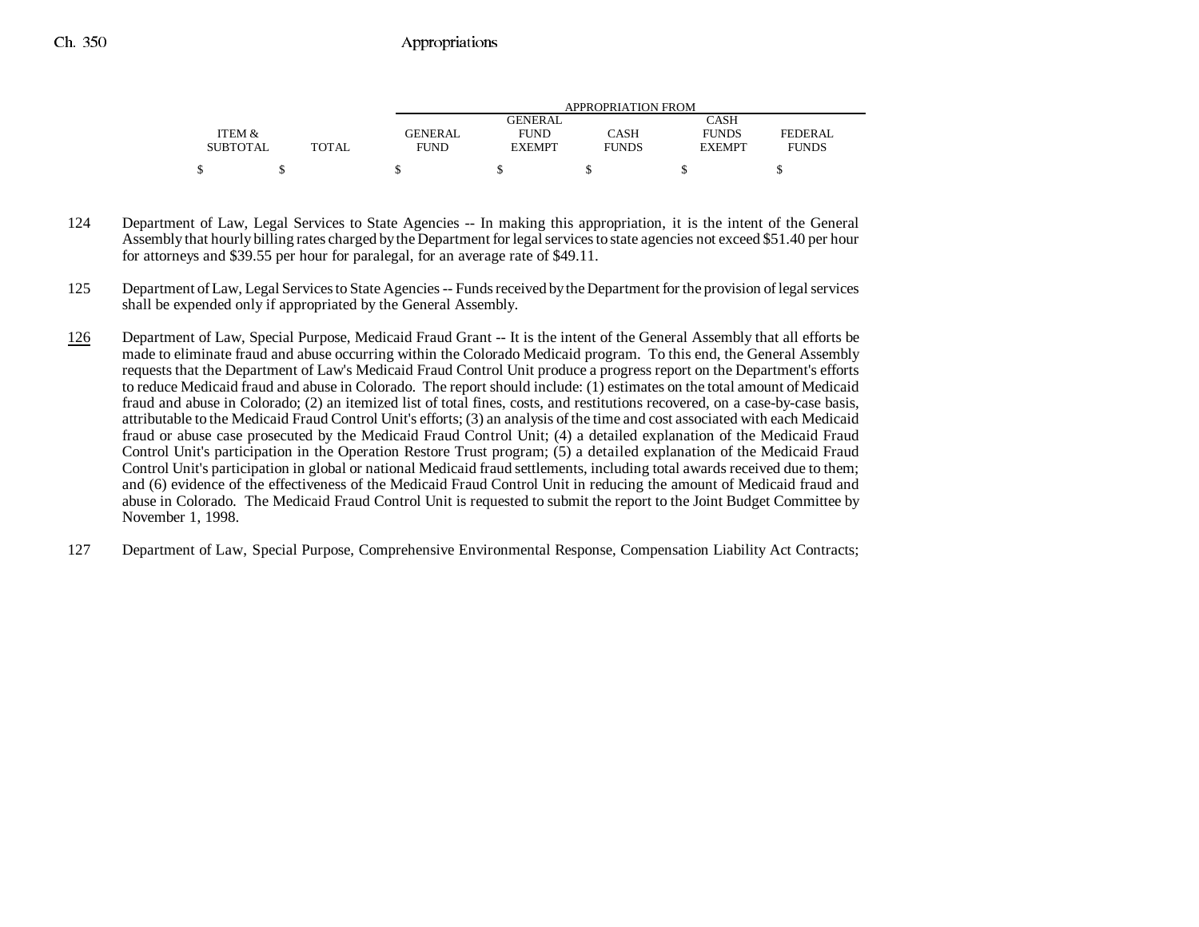| ITEM & SUBTOTAL | TOTAL | GENERAL FUND | GENERAL FUND EXEMPT | CASH FUNDS | CASH FUNDS EXEMPT | FEDERAL FUNDS |
|---|---|---|---|---|---|---|
| | | APPROPRIATION FROM | | | | |
| $ | $ | $ | $ | $ | $ | $ |

124 Department of Law, Legal Services to State Agencies -- In making this appropriation, it is the intent of the General Assembly that hourly billing rates charged by the Department for legal services to state agencies not exceed $51.40 per hour for attorneys and $39.55 per hour for paralegal, for an average rate of $49.11.

125 Department of Law, Legal Services to State Agencies -- Funds received by the Department for the provision of legal services shall be expended only if appropriated by the General Assembly.

126 Department of Law, Special Purpose, Medicaid Fraud Grant -- It is the intent of the General Assembly that all efforts be made to eliminate fraud and abuse occurring within the Colorado Medicaid program. To this end, the General Assembly requests that the Department of Law's Medicaid Fraud Control Unit produce a progress report on the Department's efforts to reduce Medicaid fraud and abuse in Colorado. The report should include: (1) estimates on the total amount of Medicaid fraud and abuse in Colorado; (2) an itemized list of total fines, costs, and restitutions recovered, on a case-by-case basis, attributable to the Medicaid Fraud Control Unit's efforts; (3) an analysis of the time and cost associated with each Medicaid fraud or abuse case prosecuted by the Medicaid Fraud Control Unit; (4) a detailed explanation of the Medicaid Fraud Control Unit's participation in the Operation Restore Trust program; (5) a detailed explanation of the Medicaid Fraud Control Unit's participation in global or national Medicaid fraud settlements, including total awards received due to them; and (6) evidence of the effectiveness of the Medicaid Fraud Control Unit in reducing the amount of Medicaid fraud and abuse in Colorado. The Medicaid Fraud Control Unit is requested to submit the report to the Joint Budget Committee by November 1, 1998.

127 Department of Law, Special Purpose, Comprehensive Environmental Response, Compensation Liability Act Contracts;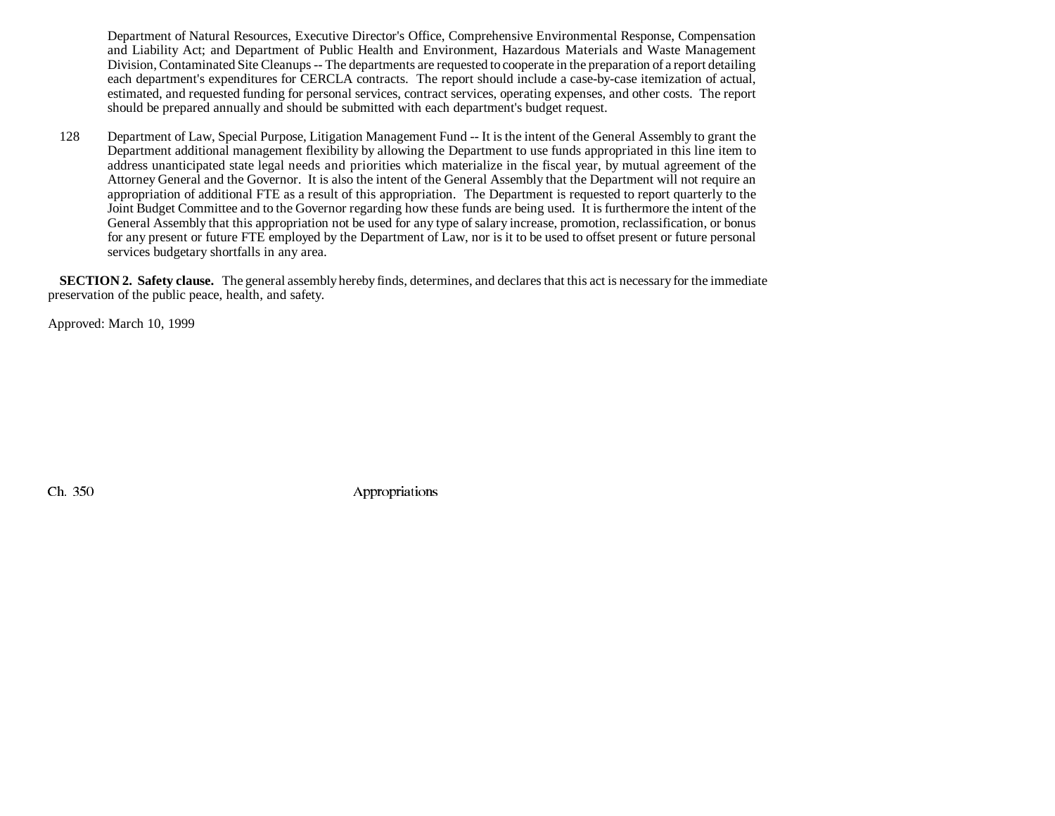Department of Natural Resources, Executive Director's Office, Comprehensive Environmental Response, Compensation and Liability Act; and Department of Public Health and Environment, Hazardous Materials and Waste Management Division, Contaminated Site Cleanups -- The departments are requested to cooperate in the preparation of a report detailing each department's expenditures for CERCLA contracts. The report should include a case-by-case itemization of actual, estimated, and requested funding for personal services, contract services, operating expenses, and other costs. The report should be prepared annually and should be submitted with each department's budget request.

128 Department of Law, Special Purpose, Litigation Management Fund -- It is the intent of the General Assembly to grant the Department additional management flexibility by allowing the Department to use funds appropriated in this line item to address unanticipated state legal needs and priorities which materialize in the fiscal year, by mutual agreement of the Attorney General and the Governor. It is also the intent of the General Assembly that the Department will not require an appropriation of additional FTE as a result of this appropriation. The Department is requested to report quarterly to the Joint Budget Committee and to the Governor regarding how these funds are being used. It is furthermore the intent of the General Assembly that this appropriation not be used for any type of salary increase, promotion, reclassification, or bonus for any present or future FTE employed by the Department of Law, nor is it to be used to offset present or future personal services budgetary shortfalls in any area.

**SECTION 2. Safety clause.** The general assembly hereby finds, determines, and declares that this act is necessary for the immediate preservation of the public peace, health, and safety.

Approved: March 10, 1999